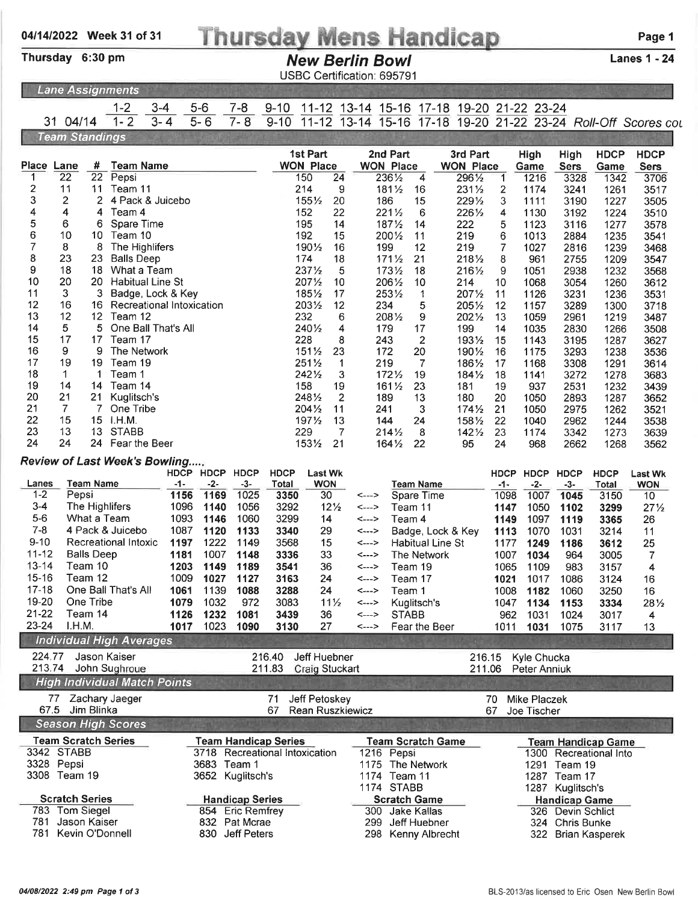# Thursday Mens Handicap

04/14/2022 Week 31 of 31

Thursday 6:30 pm

## New Berlin Bowl

USBC Certification: 695791

Lanes 1 - 24

### Lane Assignments

| | | 1-2 | 3-4 | 5-6 | 7-8 | 9-10 | 11-12 | 13-14 | 15-16 | 17-18 | 19-20 | 21-22 | 23-24 | |
|---|---|---|---|---|---|---|---|---|---|---|---|---|---|---|
| 31 | 04/14 | 1- 2 | 3- 4 | 5- 6 | 7- 8 | 9-10 | 11-12 | 13-14 | 15-16 | 17-18 | 19-20 | 21-22 | 23-24 | Roll-Off Scores cou |

### Team Standings

| Place | Lane | # | Team Name | 1st Part WON | 1st Part Place | 2nd Part WON | 2nd Part Place | 3rd Part WON | 3rd Part Place | High Game | High Sers | HDCP Game | HDCP Sers |
|---|---|---|---|---|---|---|---|---|---|---|---|---|---|
| 1 | 22 | 22 | Pepsi | 150 | 24 | 236½ | 4 | 296½ | 1 | 1216 | 3328 | 1342 | 3706 |
| 2 | 11 | 11 | Team 11 | 214 | 9 | 181½ | 16 | 231½ | 2 | 1174 | 3241 | 1261 | 3517 |
| 3 | 2 | 2 | 4 Pack & Juicebo | 155½ | 20 | 186 | 15 | 229½ | 3 | 1111 | 3190 | 1227 | 3505 |
| 4 | 4 | 4 | Team 4 | 152 | 22 | 221½ | 6 | 226½ | 4 | 1130 | 3192 | 1224 | 3510 |
| 5 | 6 | 6 | Spare Time | 195 | 14 | 187½ | 14 | 222 | 5 | 1123 | 3116 | 1277 | 3578 |
| 6 | 10 | 10 | Team 10 | 192 | 15 | 200½ | 11 | 219 | 6 | 1013 | 2884 | 1235 | 3541 |
| 7 | 8 | 8 | The Highlifers | 190½ | 16 | 199 | 12 | 219 | 7 | 1027 | 2816 | 1239 | 3468 |
| 8 | 23 | 23 | Balls Deep | 174 | 18 | 171½ | 21 | 218½ | 8 | 961 | 2755 | 1209 | 3547 |
| 9 | 18 | 18 | What a Team | 237½ | 5 | 173½ | 18 | 216½ | 9 | 1051 | 2938 | 1232 | 3568 |
| 10 | 20 | 20 | Habitual Line St | 207½ | 10 | 206½ | 10 | 214 | 10 | 1068 | 3054 | 1260 | 3612 |
| 11 | 3 | 3 | Badge, Lock & Key | 185½ | 17 | 253½ | 1 | 207½ | 11 | 1126 | 3231 | 1236 | 3531 |
| 12 | 16 | 16 | Recreational Intoxication | 203½ | 12 | 234 | 5 | 205½ | 12 | 1157 | 3289 | 1300 | 3718 |
| 13 | 12 | 12 | Team 12 | 232 | 6 | 208½ | 9 | 202½ | 13 | 1059 | 2961 | 1219 | 3487 |
| 14 | 5 | 5 | One Ball That's All | 240½ | 4 | 179 | 17 | 199 | 14 | 1035 | 2830 | 1266 | 3508 |
| 15 | 17 | 17 | Team 17 | 228 | 8 | 243 | 2 | 193½ | 15 | 1143 | 3195 | 1287 | 3627 |
| 16 | 9 | 9 | The Network | 151½ | 23 | 172 | 20 | 190½ | 16 | 1175 | 3293 | 1238 | 3536 |
| 17 | 19 | 19 | Team 19 | 251½ | 1 | 219 | 7 | 186½ | 17 | 1168 | 3308 | 1291 | 3614 |
| 18 | 1 | 1 | Team 1 | 242½ | 3 | 172½ | 19 | 184½ | 18 | 1141 | 3272 | 1278 | 3683 |
| 19 | 14 | 14 | Team 14 | 158 | 19 | 161½ | 23 | 181 | 19 | 937 | 2531 | 1232 | 3439 |
| 20 | 21 | 21 | Kuglitsch's | 248½ | 2 | 189 | 13 | 180 | 20 | 1050 | 2893 | 1287 | 3652 |
| 21 | 7 | 7 | One Tribe | 204½ | 11 | 241 | 3 | 174½ | 21 | 1050 | 2975 | 1262 | 3521 |
| 22 | 15 | 15 | I.H.M. | 197½ | 13 | 144 | 24 | 158½ | 22 | 1040 | 2962 | 1244 | 3538 |
| 23 | 13 | 13 | STABB | 229 | 7 | 214½ | 8 | 142½ | 23 | 1174 | 3342 | 1273 | 3639 |
| 24 | 24 | 24 | Fear the Beer | 153½ | 21 | 164½ | 22 | 95 | 24 | 968 | 2662 | 1268 | 3562 |

### Review of Last Week's Bowling.....

| Lanes | Team Name | HDCP -1- | HDCP -2- | HDCP -3- | HDCP Total | Last Wk WON | | Team Name | HDCP -1- | HDCP -2- | HDCP -3- | HDCP Total | Last Wk WON |
|---|---|---|---|---|---|---|---|---|---|---|---|---|---|
| 1-2 | Pepsi | **1156** | **1169** | 1025 | **3350** | 30 | <---> | Spare Time | 1098 | 1007 | **1045** | 3150 | 10 |
| 3-4 | The Highlifers | 1096 | **1140** | 1056 | 3292 | 12½ | <---> | Team 11 | **1147** | 1050 | **1102** | **3299** | 27½ |
| 5-6 | What a Team | 1093 | **1146** | 1060 | 3299 | 14 | <---> | Team 4 | **1149** | 1097 | **1119** | **3365** | 26 |
| 7-8 | 4 Pack & Juicebo | 1087 | **1120** | **1133** | **3340** | 29 | <---> | Badge, Lock & Key | **1113** | 1070 | 1031 | 3214 | 11 |
| 9-10 | Recreational Intoxic | **1197** | 1222 | 1149 | 3568 | 15 | <---> | Habitual Line St | 1177 | **1249** | **1186** | **3612** | 25 |
| 11-12 | Balls Deep | **1181** | 1007 | **1148** | **3336** | 33 | <---> | The Network | 1007 | **1034** | 964 | 3005 | 7 |
| 13-14 | Team 10 | **1203** | **1149** | **1189** | **3541** | 36 | <---> | Team 19 | 1065 | 1109 | 983 | 3157 | 4 |
| 15-16 | Team 12 | 1009 | **1027** | **1127** | **3163** | 24 | <---> | Team 17 | **1021** | 1017 | 1086 | 3124 | 16 |
| 17-18 | One Ball That's All | **1061** | 1139 | **1088** | **3288** | 24 | <---> | Team 1 | 1008 | **1182** | 1060 | 3250 | 16 |
| 19-20 | One Tribe | **1079** | 1032 | 972 | 3083 | 11½ | <---> | Kuglitsch's | 1047 | **1134** | **1153** | **3334** | 28½ |
| 21-22 | Team 14 | **1126** | **1232** | **1081** | **3439** | 36 | <---> | STABB | 962 | 1031 | 1024 | 3017 | 4 |
| 23-24 | I.H.M. | **1017** | 1023 | **1090** | **3130** | 27 | <---> | Fear the Beer | 1011 | **1031** | 1075 | 3117 | 13 |

### Individual High Averages

| | | | | | |
|---|---|---|---|---|---|
| 224.77 | Jason Kaiser | 216.40 | Jeff Huebner | 216.15 | Kyle Chucka |
| 213.74 | John Sughroue | 211.83 | Craig Stuckart | 211.06 | Peter Anniuk |

### High Individual Match Points

| | | | | | |
|---|---|---|---|---|---|
| 77 | Zachary Jaeger | 71 | Jeff Petoskey | 70 | Mike Placzek |
| 67.5 | Jim Blinka | 67 | Rean Ruszkiewicz | 67 | Joe Tischer |

### Season High Scores

| Team Scratch Series | Team Handicap Series | Team Scratch Game | Team Handicap Game |
|---|---|---|---|
| 3342 STABB | 3718 Recreational Intoxication | 1216 Pepsi | 1300 Recreational Into |
| 3328 Pepsi | 3683 Team 1 | 1175 The Network | 1291 Team 19 |
| 3308 Team 19 | 3652 Kuglitsch's | 1174 Team 11 | 1287 Team 17 |
| | | 1174 STABB | 1287 Kuglitsch's |

| Scratch Series | Handicap Series | Scratch Game | Handicap Game |
|---|---|---|---|
| 783 Tom Siegel | 854 Eric Remfrey | 300 Jake Kallas | 326 Devin Schlict |
| 781 Jason Kaiser | 832 Pat Mcrae | 299 Jeff Huebner | 324 Chris Bunke |
| 781 Kevin O'Donnell | 830 Jeff Peters | 298 Kenny Albrecht | 322 Brian Kasperek |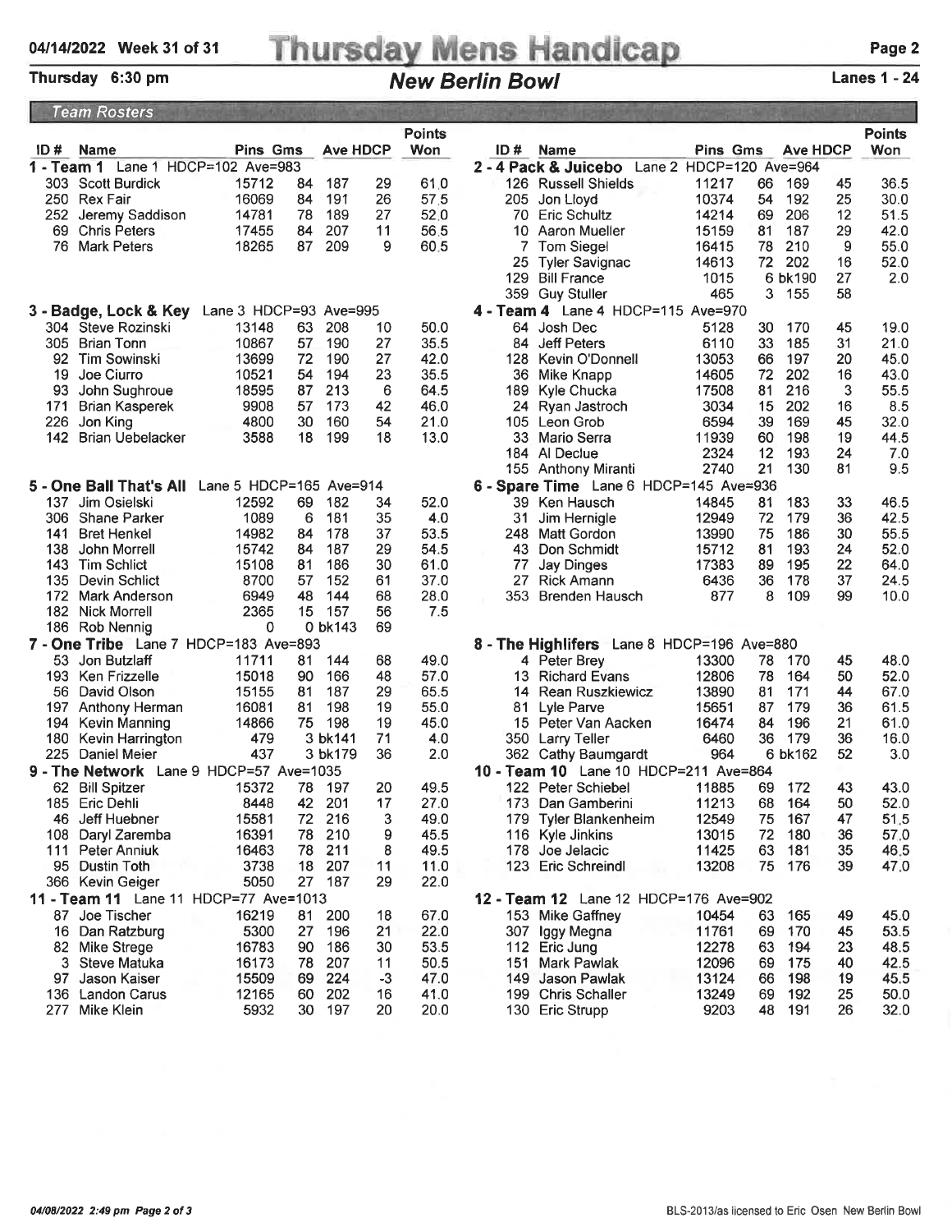# Thursday Mens Handicap

04/14/2022 Week 31 of 31

Thursday 6:30 pm

## New Berlin Bowl

Lanes 1 - 24

### Team Rosters

**1 - Team 1** Lane 1 HDCP=102 Ave=983

| ID # | Name | Pins | Gms | Ave | HDCP | Points Won |
|---|---|---|---|---|---|---|
| 303 | Scott Burdick | 15712 | 84 | 187 | 29 | 61.0 |
| 250 | Rex Fair | 16069 | 84 | 191 | 26 | 57.5 |
| 252 | Jeremy Saddison | 14781 | 78 | 189 | 27 | 52.0 |
| 69 | Chris Peters | 17455 | 84 | 207 | 11 | 56.5 |
| 76 | Mark Peters | 18265 | 87 | 209 | 9 | 60.5 |

**2 - 4 Pack & Juicebo** Lane 2 HDCP=120 Ave=964

| ID # | Name | Pins | Gms | Ave | HDCP | Points Won |
|---|---|---|---|---|---|---|
| 126 | Russell Shields | 11217 | 66 | 169 | 45 | 36.5 |
| 205 | Jon Lloyd | 10374 | 54 | 192 | 25 | 30.0 |
| 70 | Eric Schultz | 14214 | 69 | 206 | 12 | 51.5 |
| 10 | Aaron Mueller | 15159 | 81 | 187 | 29 | 42.0 |
| 7 | Tom Siegel | 16415 | 78 | 210 | 9 | 55.0 |
| 25 | Tyler Savignac | 14613 | 72 | 202 | 16 | 52.0 |
| 129 | Bill France | 1015 | 6 | bk190 | 27 | 2.0 |
| 359 | Guy Stuller | 465 | 3 | 155 | 58 | |

**3 - Badge, Lock & Key** Lane 3 HDCP=93 Ave=995

| ID # | Name | Pins | Gms | Ave | HDCP | Points Won |
|---|---|---|---|---|---|---|
| 304 | Steve Rozinski | 13148 | 63 | 208 | 10 | 50.0 |
| 305 | Brian Tonn | 10867 | 57 | 190 | 27 | 35.5 |
| 92 | Tim Sowinski | 13699 | 72 | 190 | 27 | 42.0 |
| 19 | Joe Ciurro | 10521 | 54 | 194 | 23 | 35.5 |
| 93 | John Sughroue | 18595 | 87 | 213 | 6 | 64.5 |
| 171 | Brian Kasperek | 9908 | 57 | 173 | 42 | 46.0 |
| 226 | Jon King | 4800 | 30 | 160 | 54 | 21.0 |
| 142 | Brian Uebelacker | 3588 | 18 | 199 | 18 | 13.0 |

**4 - Team 4** Lane 4 HDCP=115 Ave=970

| ID # | Name | Pins | Gms | Ave | HDCP | Points Won |
|---|---|---|---|---|---|---|
| 64 | Josh Dec | 5128 | 30 | 170 | 45 | 19.0 |
| 84 | Jeff Peters | 6110 | 33 | 185 | 31 | 21.0 |
| 128 | Kevin O'Donnell | 13053 | 66 | 197 | 20 | 45.0 |
| 36 | Mike Knapp | 14605 | 72 | 202 | 16 | 43.0 |
| 189 | Kyle Chucka | 17508 | 81 | 216 | 3 | 55.5 |
| 24 | Ryan Jastroch | 3034 | 15 | 202 | 16 | 8.5 |
| 105 | Leon Grob | 6594 | 39 | 169 | 45 | 32.0 |
| 33 | Mario Serra | 11939 | 60 | 198 | 19 | 44.5 |
| 184 | Al Declue | 2324 | 12 | 193 | 24 | 7.0 |
| 155 | Anthony Miranti | 2740 | 21 | 130 | 81 | 9.5 |

**5 - One Ball That's All** Lane 5 HDCP=165 Ave=914

| ID # | Name | Pins | Gms | Ave | HDCP | Points Won |
|---|---|---|---|---|---|---|
| 137 | Jim Osielski | 12592 | 69 | 182 | 34 | 52.0 |
| 306 | Shane Parker | 1089 | 6 | 181 | 35 | 4.0 |
| 141 | Bret Henkel | 14982 | 84 | 178 | 37 | 53.5 |
| 138 | John Morrell | 15742 | 84 | 187 | 29 | 54.5 |
| 143 | Tim Schlict | 15108 | 81 | 186 | 30 | 61.0 |
| 135 | Devin Schlict | 8700 | 57 | 152 | 61 | 37.0 |
| 172 | Mark Anderson | 6949 | 48 | 144 | 68 | 28.0 |
| 182 | Nick Morrell | 2365 | 15 | 157 | 56 | 7.5 |
| 186 | Rob Nennig | 0 | 0 | bk143 | 69 | |

**6 - Spare Time** Lane 6 HDCP=145 Ave=936

| ID # | Name | Pins | Gms | Ave | HDCP | Points Won |
|---|---|---|---|---|---|---|
| 39 | Ken Hausch | 14845 | 81 | 183 | 33 | 46.5 |
| 31 | Jim Hernigle | 12949 | 72 | 179 | 36 | 42.5 |
| 248 | Matt Gordon | 13990 | 75 | 186 | 30 | 55.5 |
| 43 | Don Schmidt | 15712 | 81 | 193 | 24 | 52.0 |
| 77 | Jay Dinges | 17383 | 89 | 195 | 22 | 64.0 |
| 27 | Rick Amann | 6436 | 36 | 178 | 37 | 24.5 |
| 353 | Brenden Hausch | 877 | 8 | 109 | 99 | 10.0 |

**7 - One Tribe** Lane 7 HDCP=183 Ave=893

| ID # | Name | Pins | Gms | Ave | HDCP | Points Won |
|---|---|---|---|---|---|---|
| 53 | Jon Butzlaff | 11711 | 81 | 144 | 68 | 49.0 |
| 193 | Ken Frizzelle | 15018 | 90 | 166 | 48 | 57.0 |
| 56 | David Olson | 15155 | 81 | 187 | 29 | 65.5 |
| 197 | Anthony Herman | 16081 | 81 | 198 | 19 | 55.0 |
| 194 | Kevin Manning | 14866 | 75 | 198 | 19 | 45.0 |
| 180 | Kevin Harrington | 479 | 3 | bk141 | 71 | 4.0 |
| 225 | Daniel Meier | 437 | 3 | bk179 | 36 | 2.0 |

**8 - The Highlifers** Lane 8 HDCP=196 Ave=880

| ID # | Name | Pins | Gms | Ave | HDCP | Points Won |
|---|---|---|---|---|---|---|
| 4 | Peter Brey | 13300 | 78 | 170 | 45 | 48.0 |
| 13 | Richard Evans | 12806 | 78 | 164 | 50 | 52.0 |
| 14 | Rean Ruszkiewicz | 13890 | 81 | 171 | 44 | 67.0 |
| 81 | Lyle Parve | 15651 | 87 | 179 | 36 | 61.5 |
| 15 | Peter Van Aacken | 16474 | 84 | 196 | 21 | 61.0 |
| 350 | Larry Teller | 6460 | 36 | 179 | 36 | 16.0 |
| 362 | Cathy Baumgardt | 964 | 6 | bk162 | 52 | 3.0 |

**9 - The Network** Lane 9 HDCP=57 Ave=1035

| ID # | Name | Pins | Gms | Ave | HDCP | Points Won |
|---|---|---|---|---|---|---|
| 62 | Bill Spitzer | 15372 | 78 | 197 | 20 | 49.5 |
| 185 | Eric Dehli | 8448 | 42 | 201 | 17 | 27.0 |
| 46 | Jeff Huebner | 15581 | 72 | 216 | 3 | 49.0 |
| 108 | Daryl Zaremba | 16391 | 78 | 210 | 9 | 45.5 |
| 111 | Peter Anniuk | 16463 | 78 | 211 | 8 | 49.5 |
| 95 | Dustin Toth | 3738 | 18 | 207 | 11 | 11.0 |
| 366 | Kevin Geiger | 5050 | 27 | 187 | 29 | 22.0 |

**10 - Team 10** Lane 10 HDCP=211 Ave=864

| ID # | Name | Pins | Gms | Ave | HDCP | Points Won |
|---|---|---|---|---|---|---|
| 122 | Peter Schiebel | 11885 | 69 | 172 | 43 | 43.0 |
| 173 | Dan Gamberini | 11213 | 68 | 164 | 50 | 52.0 |
| 179 | Tyler Blankenheim | 12549 | 75 | 167 | 47 | 51.5 |
| 116 | Kyle Jinkins | 13015 | 72 | 180 | 36 | 57.0 |
| 178 | Joe Jelacic | 11425 | 63 | 181 | 35 | 46.5 |
| 123 | Eric Schreindl | 13208 | 75 | 176 | 39 | 47.0 |

**11 - Team 11** Lane 11 HDCP=77 Ave=1013

| ID # | Name | Pins | Gms | Ave | HDCP | Points Won |
|---|---|---|---|---|---|---|
| 87 | Joe Tischer | 16219 | 81 | 200 | 18 | 67.0 |
| 16 | Dan Ratzburg | 5300 | 27 | 196 | 21 | 22.0 |
| 82 | Mike Strege | 16783 | 90 | 186 | 30 | 53.5 |
| 3 | Steve Matuka | 16173 | 78 | 207 | 11 | 50.5 |
| 97 | Jason Kaiser | 15509 | 69 | 224 | -3 | 47.0 |
| 136 | Landon Carus | 12165 | 60 | 202 | 16 | 41.0 |
| 277 | Mike Klein | 5932 | 30 | 197 | 20 | 20.0 |

**12 - Team 12** Lane 12 HDCP=176 Ave=902

| ID # | Name | Pins | Gms | Ave | HDCP | Points Won |
|---|---|---|---|---|---|---|
| 153 | Mike Gaffney | 10454 | 63 | 165 | 49 | 45.0 |
| 307 | Iggy Megna | 11761 | 69 | 170 | 45 | 53.5 |
| 112 | Eric Jung | 12278 | 63 | 194 | 23 | 48.5 |
| 151 | Mark Pawlak | 12096 | 69 | 175 | 40 | 42.5 |
| 149 | Jason Pawlak | 13124 | 66 | 198 | 19 | 45.5 |
| 199 | Chris Schaller | 13249 | 69 | 192 | 25 | 50.0 |
| 130 | Eric Strupp | 9203 | 48 | 191 | 26 | 32.0 |

04/08/2022 2:49 pm Page 2 of 3

BLS-2013/as licensed to Eric Osen New Berlin Bowl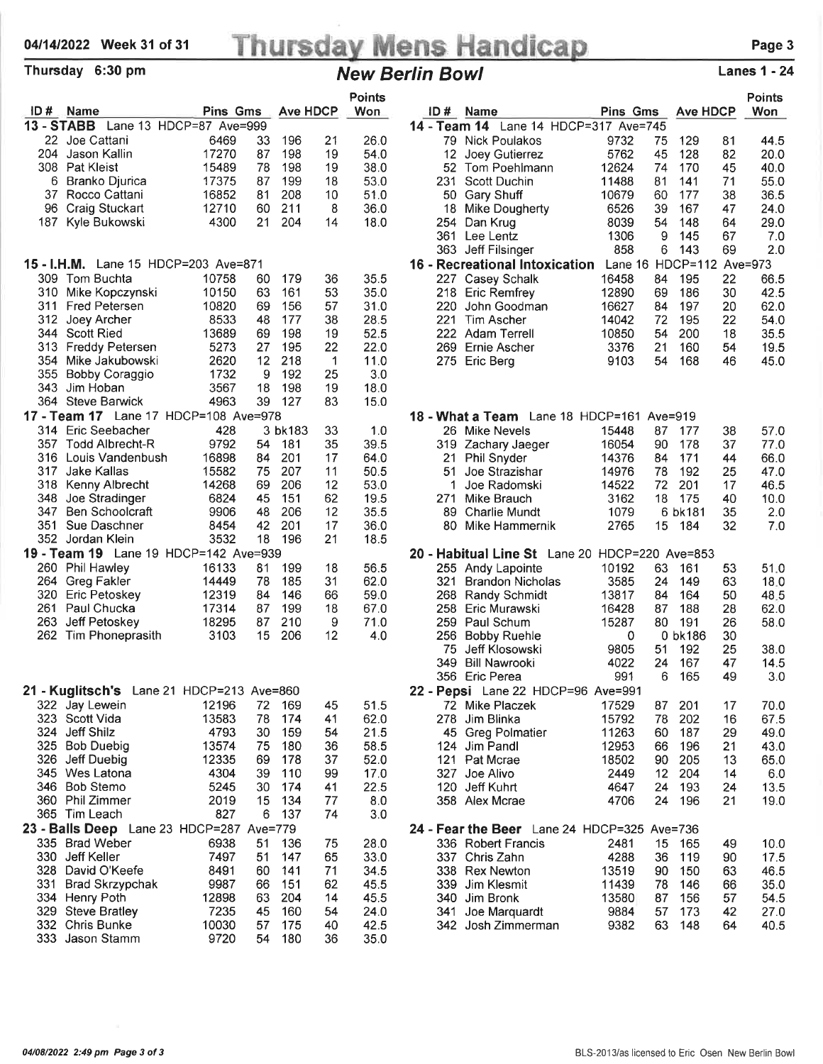# Thursday Mens Handicap

04/14/2022 Week 31 of 31

Thursday 6:30 pm

## New Berlin Bowl

Lanes 1 - 24

### 13 - STABB Lane 13 HDCP=87 Ave=999

| ID # | Name | Pins | Gms | Ave | HDCP | Points Won |
|---|---|---|---|---|---|---|
| 22 | Joe Cattani | 6469 | 33 | 196 | 21 | 26.0 |
| 204 | Jason Kallin | 17270 | 87 | 198 | 19 | 54.0 |
| 308 | Pat Kleist | 15489 | 78 | 198 | 19 | 38.0 |
| 6 | Branko Djurica | 17375 | 87 | 199 | 18 | 53.0 |
| 37 | Rocco Cattani | 16852 | 81 | 208 | 10 | 51.0 |
| 96 | Craig Stuckart | 12710 | 60 | 211 | 8 | 36.0 |
| 187 | Kyle Bukowski | 4300 | 21 | 204 | 14 | 18.0 |

### 14 - Team 14 Lane 14 HDCP=317 Ave=745

| ID # | Name | Pins | Gms | Ave | HDCP | Points Won |
|---|---|---|---|---|---|---|
| 79 | Nick Poulakos | 9732 | 75 | 129 | 81 | 44.5 |
| 12 | Joey Gutierrez | 5762 | 45 | 128 | 82 | 20.0 |
| 52 | Tom Poehlmann | 12624 | 74 | 170 | 45 | 40.0 |
| 231 | Scott Duchin | 11488 | 81 | 141 | 71 | 55.0 |
| 50 | Gary Shuff | 10679 | 60 | 177 | 38 | 36.5 |
| 18 | Mike Dougherty | 6526 | 39 | 167 | 47 | 24.0 |
| 254 | Dan Krug | 8039 | 54 | 148 | 64 | 29.0 |
| 361 | Lee Lentz | 1306 | 9 | 145 | 67 | 7.0 |
| 363 | Jeff Filsinger | 858 | 6 | 143 | 69 | 2.0 |

### 15 - I.H.M. Lane 15 HDCP=203 Ave=871

| ID # | Name | Pins | Gms | Ave | HDCP | Points Won |
|---|---|---|---|---|---|---|
| 309 | Tom Buchta | 10758 | 60 | 179 | 36 | 35.5 |
| 310 | Mike Kopczynski | 10150 | 63 | 161 | 53 | 35.0 |
| 311 | Fred Petersen | 10820 | 69 | 156 | 57 | 31.0 |
| 312 | Joey Archer | 8533 | 48 | 177 | 38 | 28.5 |
| 344 | Scott Ried | 13689 | 69 | 198 | 19 | 52.5 |
| 313 | Freddy Petersen | 5273 | 27 | 195 | 22 | 22.0 |
| 354 | Mike Jakubowski | 2620 | 12 | 218 | 1 | 11.0 |
| 355 | Bobby Coraggio | 1732 | 9 | 192 | 25 | 3.0 |
| 343 | Jim Hoban | 3567 | 18 | 198 | 19 | 18.0 |
| 364 | Steve Barwick | 4963 | 39 | 127 | 83 | 15.0 |

### 16 - Recreational Intoxication Lane 16 HDCP=112 Ave=973

| ID # | Name | Pins | Gms | Ave | HDCP | Points Won |
|---|---|---|---|---|---|---|
| 227 | Casey Schalk | 16458 | 84 | 195 | 22 | 66.5 |
| 218 | Eric Remfrey | 12890 | 69 | 186 | 30 | 42.5 |
| 220 | John Goodman | 16627 | 84 | 197 | 20 | 62.0 |
| 221 | Tim Ascher | 14042 | 72 | 195 | 22 | 54.0 |
| 222 | Adam Terrell | 10850 | 54 | 200 | 18 | 35.5 |
| 269 | Ernie Ascher | 3376 | 21 | 160 | 54 | 19.5 |
| 275 | Eric Berg | 9103 | 54 | 168 | 46 | 45.0 |

### 17 - Team 17 Lane 17 HDCP=108 Ave=978

| ID # | Name | Pins | Gms | Ave | HDCP | Points Won |
|---|---|---|---|---|---|---|
| 314 | Eric Seebacher | 428 | 3 | bk183 | 33 | 1.0 |
| 357 | Todd Albrecht-R | 9792 | 54 | 181 | 35 | 39.5 |
| 316 | Louis Vandenbush | 16898 | 84 | 201 | 17 | 64.0 |
| 317 | Jake Kallas | 15582 | 75 | 207 | 11 | 50.5 |
| 318 | Kenny Albrecht | 14268 | 69 | 206 | 12 | 53.0 |
| 348 | Joe Stradinger | 6824 | 45 | 151 | 62 | 19.5 |
| 347 | Ben Schoolcraft | 9906 | 48 | 206 | 12 | 35.5 |
| 351 | Sue Daschner | 8454 | 42 | 201 | 17 | 36.0 |
| 352 | Jordan Klein | 3532 | 18 | 196 | 21 | 18.5 |

### 18 - What a Team Lane 18 HDCP=161 Ave=919

| ID # | Name | Pins | Gms | Ave | HDCP | Points Won |
|---|---|---|---|---|---|---|
| 26 | Mike Nevels | 15448 | 87 | 177 | 38 | 57.0 |
| 319 | Zachary Jaeger | 16054 | 90 | 178 | 37 | 77.0 |
| 21 | Phil Snyder | 14376 | 84 | 171 | 44 | 66.0 |
| 51 | Joe Strazishar | 14976 | 78 | 192 | 25 | 47.0 |
| 1 | Joe Radomski | 14522 | 72 | 201 | 17 | 46.5 |
| 271 | Mike Brauch | 3162 | 18 | 175 | 40 | 10.0 |
| 89 | Charlie Mundt | 1079 | 6 | bk181 | 35 | 2.0 |
| 80 | Mike Hammernik | 2765 | 15 | 184 | 32 | 7.0 |

### 19 - Team 19 Lane 19 HDCP=142 Ave=939

| ID # | Name | Pins | Gms | Ave | HDCP | Points Won |
|---|---|---|---|---|---|---|
| 260 | Phil Hawley | 16133 | 81 | 199 | 18 | 56.5 |
| 264 | Greg Fakler | 14449 | 78 | 185 | 31 | 62.0 |
| 320 | Eric Petoskey | 12319 | 84 | 146 | 66 | 59.0 |
| 261 | Paul Chucka | 17314 | 87 | 199 | 18 | 67.0 |
| 263 | Jeff Petoskey | 18295 | 87 | 210 | 9 | 71.0 |
| 262 | Tim Phoneprasith | 3103 | 15 | 206 | 12 | 4.0 |

### 20 - Habitual Line St Lane 20 HDCP=220 Ave=853

| ID # | Name | Pins | Gms | Ave | HDCP | Points Won |
|---|---|---|---|---|---|---|
| 255 | Andy Lapointe | 10192 | 63 | 161 | 53 | 51.0 |
| 321 | Brandon Nicholas | 3585 | 24 | 149 | 63 | 18.0 |
| 268 | Randy Schmidt | 13817 | 84 | 164 | 50 | 48.5 |
| 258 | Eric Murawski | 16428 | 87 | 188 | 28 | 62.0 |
| 259 | Paul Schum | 15287 | 80 | 191 | 26 | 58.0 |
| 256 | Bobby Ruehle | 0 | 0 | bk186 | 30 | |
| 75 | Jeff Klosowski | 9805 | 51 | 192 | 25 | 38.0 |
| 349 | Bill Nawrooki | 4022 | 24 | 167 | 47 | 14.5 |
| 356 | Eric Perea | 991 | 6 | 165 | 49 | 3.0 |

### 21 - Kuglitsch's Lane 21 HDCP=213 Ave=860

| ID # | Name | Pins | Gms | Ave | HDCP | Points Won |
|---|---|---|---|---|---|---|
| 322 | Jay Lewein | 12196 | 72 | 169 | 45 | 51.5 |
| 323 | Scott Vida | 13583 | 78 | 174 | 41 | 62.0 |
| 324 | Jeff Shilz | 4793 | 30 | 159 | 54 | 21.5 |
| 325 | Bob Duebig | 13574 | 75 | 180 | 36 | 58.5 |
| 326 | Jeff Duebig | 12335 | 69 | 178 | 37 | 52.0 |
| 345 | Wes Latona | 4304 | 39 | 110 | 99 | 17.0 |
| 346 | Bob Stemo | 5245 | 30 | 174 | 41 | 22.5 |
| 360 | Phil Zimmer | 2019 | 15 | 134 | 77 | 8.0 |
| 365 | Tim Leach | 827 | 6 | 137 | 74 | 3.0 |

### 22 - Pepsi Lane 22 HDCP=96 Ave=991

| ID # | Name | Pins | Gms | Ave | HDCP | Points Won |
|---|---|---|---|---|---|---|
| 72 | Mike Placzek | 17529 | 87 | 201 | 17 | 70.0 |
| 278 | Jim Blinka | 15792 | 78 | 202 | 16 | 67.5 |
| 45 | Greg Polmatier | 11263 | 60 | 187 | 29 | 49.0 |
| 124 | Jim Pandl | 12953 | 66 | 196 | 21 | 43.0 |
| 121 | Pat Mcrae | 18502 | 90 | 205 | 13 | 65.0 |
| 327 | Joe Alivo | 2449 | 12 | 204 | 14 | 6.0 |
| 120 | Jeff Kuhrt | 4647 | 24 | 193 | 24 | 13.5 |
| 358 | Alex Mcrae | 4706 | 24 | 196 | 21 | 19.0 |

### 23 - Balls Deep Lane 23 HDCP=287 Ave=779

| ID # | Name | Pins | Gms | Ave | HDCP | Points Won |
|---|---|---|---|---|---|---|
| 335 | Brad Weber | 6938 | 51 | 136 | 75 | 28.0 |
| 330 | Jeff Keller | 7497 | 51 | 147 | 65 | 33.0 |
| 328 | David O'Keefe | 8491 | 60 | 141 | 71 | 34.5 |
| 331 | Brad Skrzypchak | 9987 | 66 | 151 | 62 | 45.5 |
| 334 | Henry Poth | 12898 | 63 | 204 | 14 | 45.5 |
| 329 | Steve Bratley | 7235 | 45 | 160 | 54 | 24.0 |
| 332 | Chris Bunke | 10030 | 57 | 175 | 40 | 42.5 |
| 333 | Jason Stamm | 9720 | 54 | 180 | 36 | 35.0 |

### 24 - Fear the Beer Lane 24 HDCP=325 Ave=736

| ID # | Name | Pins | Gms | Ave | HDCP | Points Won |
|---|---|---|---|---|---|---|
| 336 | Robert Francis | 2481 | 15 | 165 | 49 | 10.0 |
| 337 | Chris Zahn | 4288 | 36 | 119 | 90 | 17.5 |
| 338 | Rex Newton | 13519 | 90 | 150 | 63 | 46.5 |
| 339 | Jim Klesmit | 11439 | 78 | 146 | 66 | 35.0 |
| 340 | Jim Bronk | 13580 | 87 | 156 | 57 | 54.5 |
| 341 | Joe Marquardt | 9884 | 57 | 173 | 42 | 27.0 |
| 342 | Josh Zimmerman | 9382 | 63 | 148 | 64 | 40.5 |

*04/08/2022 2:49 pm*

BLS-2013/as licensed to Eric Osen New Berlin Bowl